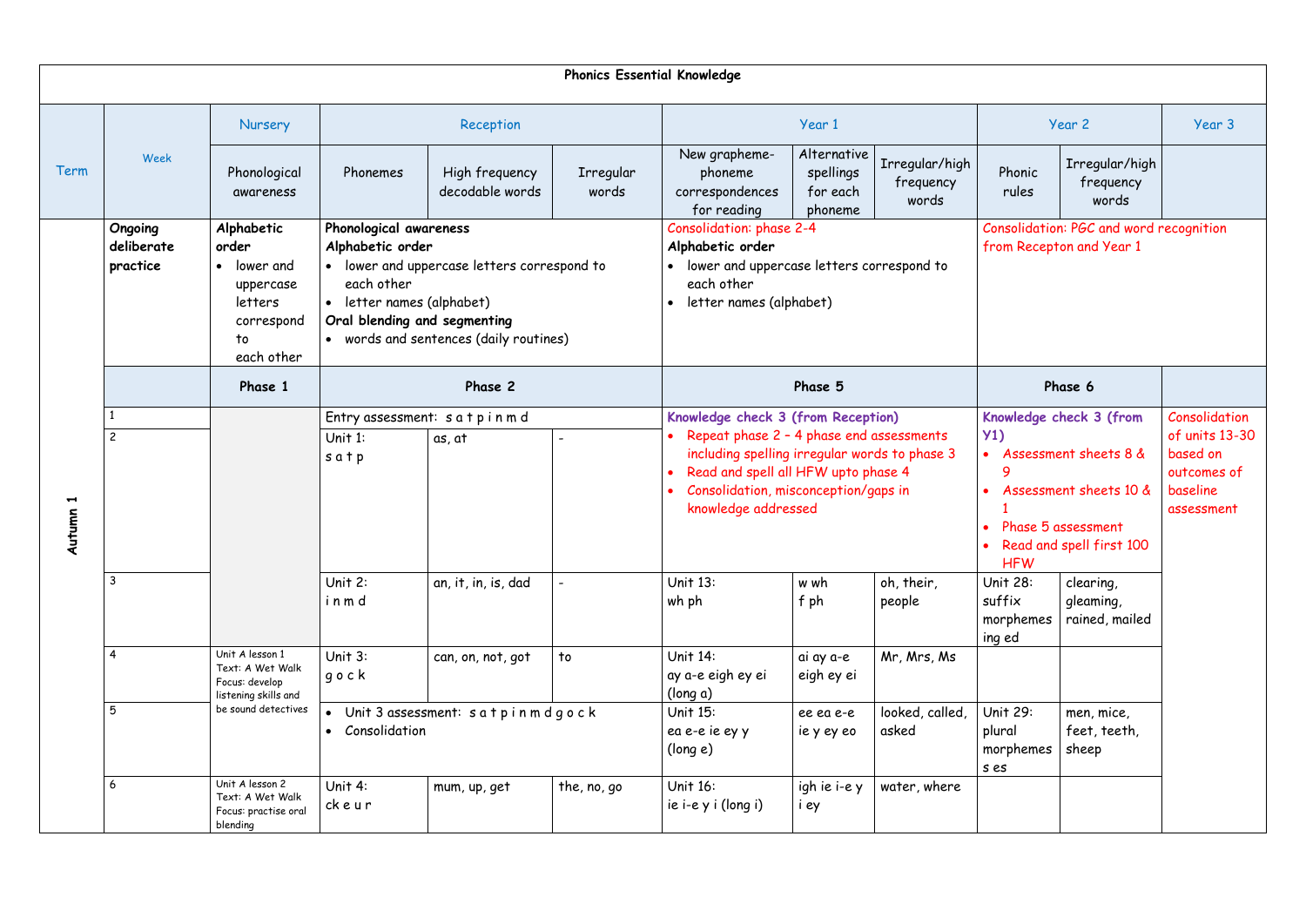# Phonics Essential Knowledge

| Term | Week | Nursery | Reception | | | Year 1 | | | Year 2 | | Year 3 |
|---|---|---|---|---|---|---|---|---|---|---|---|
| | | Phonological awareness | Phonemes | High frequency decodable words | Irregular words | New grapheme-phoneme correspondences for reading | Alternative spellings for each phoneme | Irregular/high frequency words | Phonic rules | Irregular/high frequency words | |
| Autumn 1 | **Ongoing deliberate practice** | **Alphabetic order** • lower and uppercase letters correspond to each other | **Phonological awareness** **Alphabetic order** • lower and uppercase letters correspond to each other • letter names (alphabet) **Oral blending and segmenting** • words and sentences (daily routines) | | | Consolidation: phase 2-4 **Alphabetic order** • lower and uppercase letters correspond to each other • letter names (alphabet) | | | Consolidation: PGC and word recognition from Recepton and Year 1 | | |
| | | **Phase 1** | **Phase 2** | | | **Phase 5** | | | **Phase 6** | | |
| | 1 | | Entry assessment: s a t p i n m d | | | **Knowledge check 3 (from Reception)** • Repeat phase 2 – 4 phase end assessments including spelling irregular words to phase 3 • Read and spell all HFW upto phase 4 • Consolidation, misconception/gaps in knowledge addressed | | | **Knowledge check 3 (from Y1)** • Assessment sheets 8 & 9 • Assessment sheets 10 & 1 • Phase 5 assessment • Read and spell first 100 HFW | | Consolidation of units 13-30 based on outcomes of baseline assessment |
| | 2 | | Unit 1: s a t p | as, at | - | | | | | | |
| | 3 | | Unit 2: i n m d | an, it, in, is, dad | - | Unit 13: wh ph | w wh f ph | oh, their, people | Unit 28: suffix morphemes ing ed | clearing, gleaming, rained, mailed | |
| | 4 | Unit A lesson 1 Text: A Wet Walk Focus: develop listening skills and be sound detectives | Unit 3: g o c k | can, on, not, got | to | Unit 14: ay a-e eigh ey ei (long a) | ai ay a-e eigh ey ei | Mr, Mrs, Ms | | | |
| | 5 | | • Unit 3 assessment: s a t p i n m d g o c k • Consolidation | | | Unit 15: ea e-e ie ey y (long e) | ee ea e-e ie y ey eo | looked, called, asked | Unit 29: plural morphemes s es | men, mice, feet, teeth, sheep | |
| | 6 | Unit A lesson 2 Text: A Wet Walk Focus: practise oral blending | Unit 4: ck e u r | mum, up, get | the, no, go | Unit 16: ie i-e y i (long i) | igh ie i-e y i ey | water, where | | | |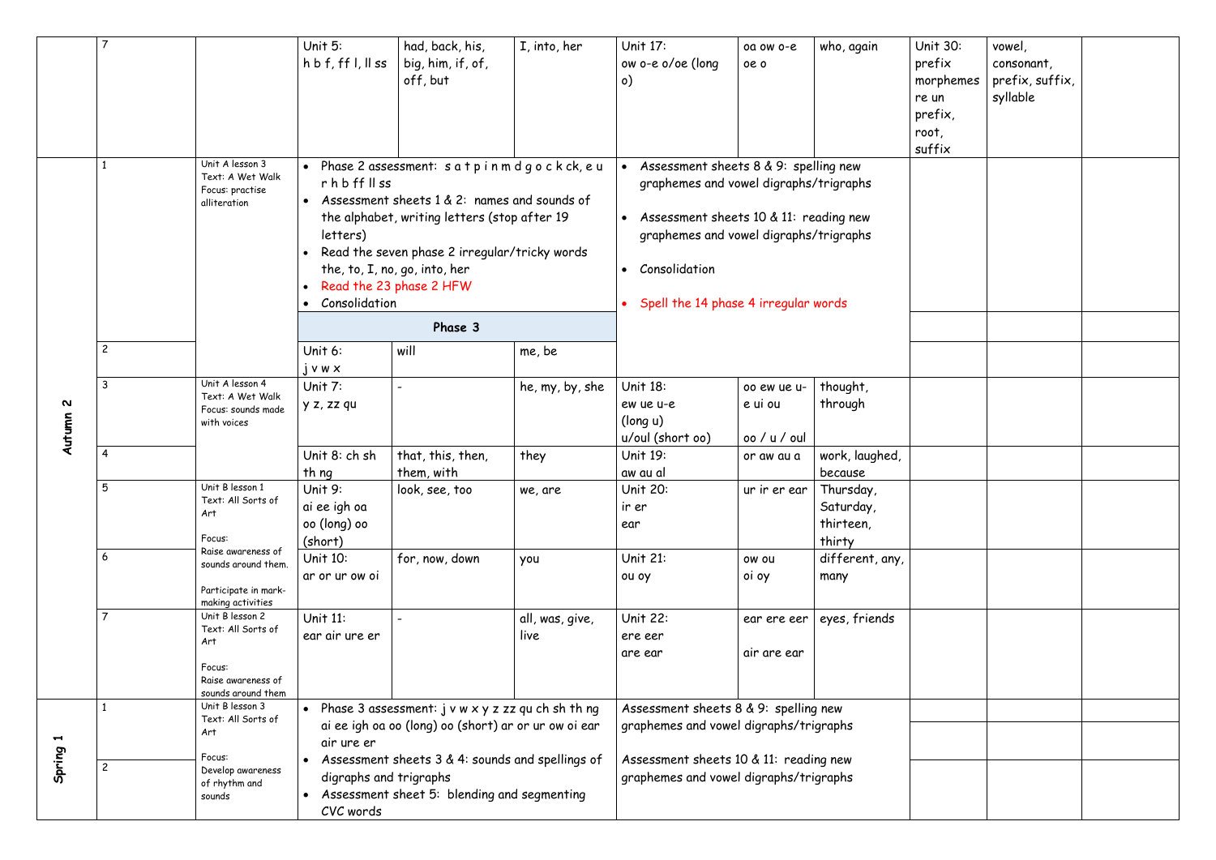| Term | Week | Unit/Text/Focus | Phase unit | HFW | Tricky words | Unit | Graphemes | Tricky words | Unit | Vocabulary | |
|---|---|---|---|---|---|---|---|---|---|---|---|
| | 7 | | Unit 5: h b f, ff l, ll ss | had, back, his, big, him, if, of, off, but | I, into, her | Unit 17: ow o-e o/oe (long o) | oa ow o-e oe o | who, again | Unit 30: prefix morphemes re un prefix, root, suffix | vowel, consonant, prefix, suffix, syllable | |
| Autumn 2 | 1 | Unit A lesson 3 Text: A Wet Walk Focus: practise alliteration | • Phase 2 assessment: s a t p i n m d g o c k ck, e u r h b ff ll ss • Assessment sheets 1 & 2: names and sounds of the alphabet, writing letters (stop after 19 letters) • Read the seven phase 2 irregular/tricky words the, to, I, no, go, into, her • Read the 23 phase 2 HFW • Consolidation | | | • Assessment sheets 8 & 9: spelling new graphemes and vowel digraphs/trigraphs • Assessment sheets 10 & 11: reading new graphemes and vowel digraphs/trigraphs • Consolidation • Spell the 14 phase 4 irregular words | | | | | |
| | | | **Phase 3** | | | | | | | | |
| | 2 | | Unit 6: j v w x | will | me, be | | | | | | |
| | 3 | Unit A lesson 4 Text: A Wet Walk Focus: sounds made with voices | Unit 7: y z, zz qu | - | he, my, by, she | Unit 18: ew ue u-e (long u) u/oul (short oo) | oo ew ue u-e ui ou oo / u / oul | thought, through | | | |
| | 4 | | Unit 8: ch sh th ng | that, this, then, them, with | they | Unit 19: aw au al | or aw au a | work, laughed, because | | | |
| | 5 | Unit B lesson 1 Text: All Sorts of Art Focus: Raise awareness of sounds around them. Participate in mark-making activities | Unit 9: ai ee igh oa oo (long) oo (short) | look, see, too | we, are | Unit 20: ir er ear | ur ir er ear | Thursday, Saturday, thirteen, thirty | | | |
| | 6 | | Unit 10: ar or ur ow oi | for, now, down | you | Unit 21: ou oy | ow ou oi oy | different, any, many | | | |
| | 7 | Unit B lesson 2 Text: All Sorts of Art Focus: Raise awareness of sounds around them | Unit 11: ear air ure er | - | all, was, give, live | Unit 22: ere eer are ear | ear ere eer air are ear | eyes, friends | | | |
| Spring 1 | 1 | Unit B lesson 3 Text: All Sorts of Art Focus: Develop awareness of rhythm and sounds | • Phase 3 assessment: j v w x y z zz qu ch sh th ng ai ee igh oa oo (long) oo (short) ar or ur ow oi ear air ure er • Assessment sheets 3 & 4: sounds and spellings of digraphs and trigraphs • Assessment sheet 5: blending and segmenting CVC words | | | Assessment sheets 8 & 9: spelling new graphemes and vowel digraphs/trigraphs Assessment sheets 10 & 11: reading new graphemes and vowel digraphs/trigraphs | | | | | |
| | 2 | | | | | | | | | | |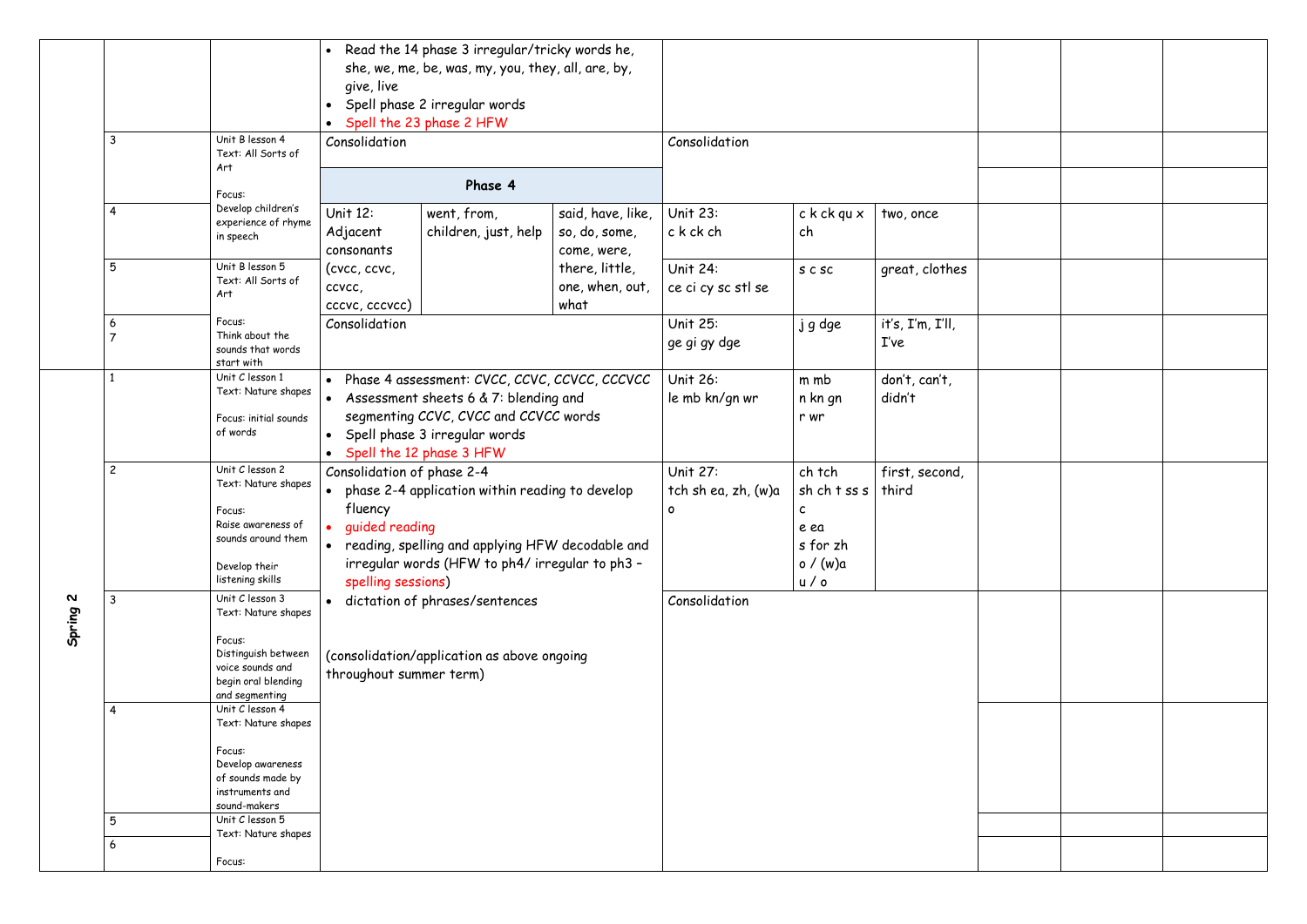| | | | | | | | | | | |
|---|---|---|---|---|---|---|---|---|---|---|
| | | | • Read the 14 phase 3 irregular/tricky words he, she, we, me, be, was, my, you, they, all, are, by, give, live<br>• Spell phase 2 irregular words<br>• Spell the 23 phase 2 HFW | | | | | | | |
| | 3 | Unit B lesson 4<br>Text: All Sorts of Art<br><br>Focus:<br>Develop children's experience of rhyme in speech | Consolidation | | | Consolidation | | | | |
| | | | **Phase 4** | | | | | | | |
| | 4 | | Unit 12:<br>Adjacent consonants<br>(cvcc, ccvc, ccvcc, cccvc, cccvcc) | went, from, children, just, help | said, have, like, so, do, some, come, were, there, little, one, when, out, what | Unit 23:<br>c k ck ch | c k ck qu x ch | two, once | | |
| | 5 | Unit B lesson 5<br>Text: All Sorts of Art | | | | Unit 24:<br>ce ci cy sc stl se | s c sc | great, clothes | | |
| | 6<br>7 | Focus:<br>Think about the sounds that words start with | Consolidation | | | Unit 25:<br>ge gi gy dge | j g dge | it's, I'm, I'll, I've | | |
| **Spring 2** | 1 | Unit C lesson 1<br>Text: Nature shapes<br><br>Focus: initial sounds of words | • Phase 4 assessment: CVCC, CCVC, CCVCC, CCCVCC<br>• Assessment sheets 6 & 7: blending and segmenting CCVC, CVCC and CCVCC words<br>• Spell phase 3 irregular words<br>• Spell the 12 phase 3 HFW | | | Unit 26:<br>le mb kn/gn wr | m mb<br>n kn gn<br>r wr | don't, can't, didn't | | |
| | 2 | Unit C lesson 2<br>Text: Nature shapes<br><br>Focus:<br>Raise awareness of sounds around them<br><br>Develop their listening skills | Consolidation of phase 2-4<br>• phase 2-4 application within reading to develop fluency<br>• guided reading<br>• reading, spelling and applying HFW decodable and irregular words (HFW to ph4/ irregular to ph3 – spelling sessions) | | | Unit 27:<br>tch sh ea, zh, (w)a o | ch tch<br>sh ch t ss s c<br>e ea<br>s for zh<br>o / (w)a<br>u / o | first, second, third | | |
| | 3 | Unit C lesson 3<br>Text: Nature shapes<br><br>Focus:<br>Distinguish between voice sounds and begin oral blending and segmenting | • dictation of phrases/sentences<br><br>(consolidation/application as above ongoing throughout summer term) | | | Consolidation | | | | |
| | 4 | Unit C lesson 4<br>Text: Nature shapes<br><br>Focus:<br>Develop awareness of sounds made by instruments and sound-makers | | | | | | | | |
| | 5 | Unit C lesson 5<br>Text: Nature shapes<br><br>Focus: | | | | | | | | |
| | 6 | | | | | | | | | |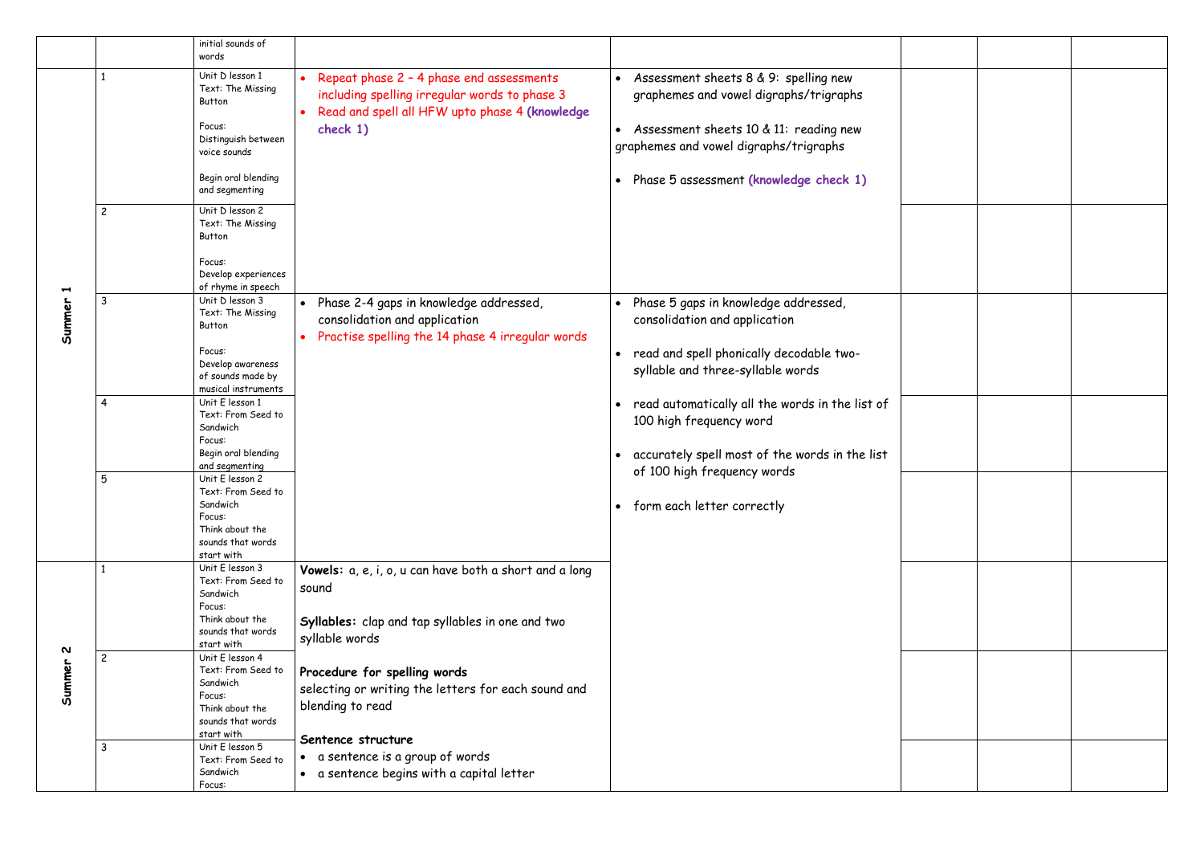| | | | | | | | |
|---|---|---|---|---|---|---|---|
| | | initial sounds of words | | | | | |
| Summer 1 | 1 | Unit D lesson 1<br>Text: The Missing Button<br><br>Focus:<br>Distinguish between voice sounds<br><br>Begin oral blending and segmenting | • Repeat phase 2 – 4 phase end assessments including spelling irregular words to phase 3<br>• Read and spell all HFW upto phase 4 **(knowledge check 1)** | • Assessment sheets 8 & 9: spelling new graphemes and vowel digraphs/trigraphs<br><br>• Assessment sheets 10 & 11: reading new graphemes and vowel digraphs/trigraphs<br><br>• Phase 5 assessment **(knowledge check 1)** | | | |
| | 2 | Unit D lesson 2<br>Text: The Missing Button<br><br>Focus:<br>Develop experiences of rhyme in speech | | | | | |
| | 3 | Unit D lesson 3<br>Text: The Missing Button<br><br>Focus:<br>Develop awareness of sounds made by musical instruments | • Phase 2-4 gaps in knowledge addressed, consolidation and application<br>• Practise spelling the 14 phase 4 irregular words | • Phase 5 gaps in knowledge addressed, consolidation and application<br><br>• read and spell phonically decodable two-syllable and three-syllable words<br><br>• read automatically all the words in the list of 100 high frequency word<br><br>• accurately spell most of the words in the list of 100 high frequency words<br><br>• form each letter correctly | | | |
| | 4 | Unit E lesson 1<br>Text: From Seed to Sandwich<br>Focus:<br>Begin oral blending and segmenting | | | | | |
| | 5 | Unit E lesson 2<br>Text: From Seed to Sandwich<br>Focus:<br>Think about the sounds that words start with | | | | | |
| Summer 2 | 1 | Unit E lesson 3<br>Text: From Seed to Sandwich<br>Focus:<br>Think about the sounds that words start with | **Vowels:** a, e, i, o, u can have both a short and a long sound<br><br>**Syllables:** clap and tap syllables in one and two syllable words<br><br>**Procedure for spelling words**<br>selecting or writing the letters for each sound and blending to read<br><br>**Sentence structure**<br>• a sentence is a group of words<br>• a sentence begins with a capital letter | | | | |
| | 2 | Unit E lesson 4<br>Text: From Seed to Sandwich<br>Focus:<br>Think about the sounds that words start with | | | | | |
| | 3 | Unit E lesson 5<br>Text: From Seed to Sandwich<br>Focus: | | | | | |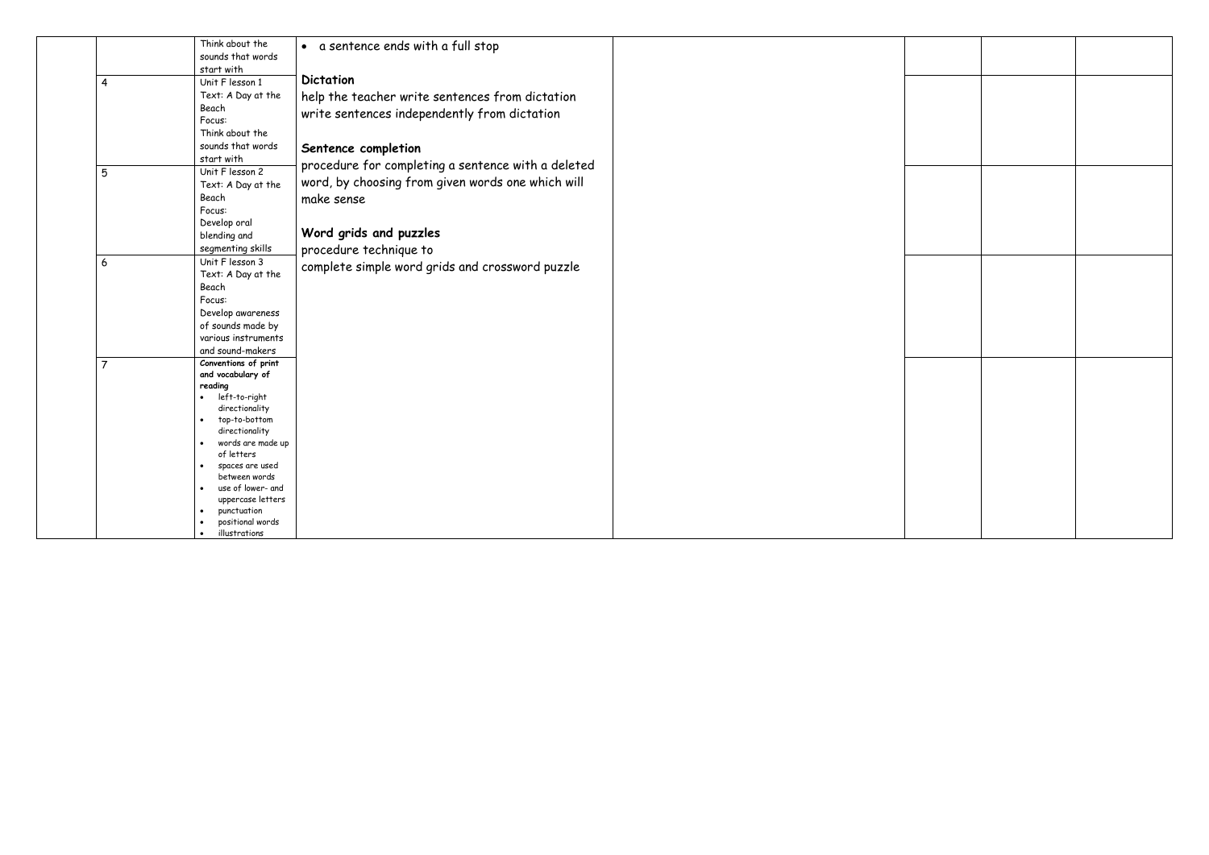| | | | | | | | |
|---|---|---|---|---|---|---|---|
| | | Think about the sounds that words start with | • a sentence ends with a full stop | | | | |
| | 4 | Unit F lesson 1<br>Text: A Day at the Beach<br>Focus:<br>Think about the sounds that words start with | **Dictation**<br>help the teacher write sentences from dictation<br>write sentences independently from dictation<br><br>**Sentence completion**<br>procedure for completing a sentence with a deleted word, by choosing from given words one which will make sense<br><br>**Word grids and puzzles**<br>procedure technique to<br>complete simple word grids and crossword puzzle | | | | |
| | 5 | Unit F lesson 2<br>Text: A Day at the Beach<br>Focus:<br>Develop oral blending and segmenting skills | | | | | |
| | 6 | Unit F lesson 3<br>Text: A Day at the Beach<br>Focus:<br>Develop awareness of sounds made by various instruments and sound-makers | | | | | |
| | 7 | **Conventions of print and vocabulary of reading**<br>• left-to-right directionality<br>• top-to-bottom directionality<br>• words are made up of letters<br>• spaces are used between words<br>• use of lower- and uppercase letters<br>• punctuation<br>• positional words<br>• illustrations | | | | | |